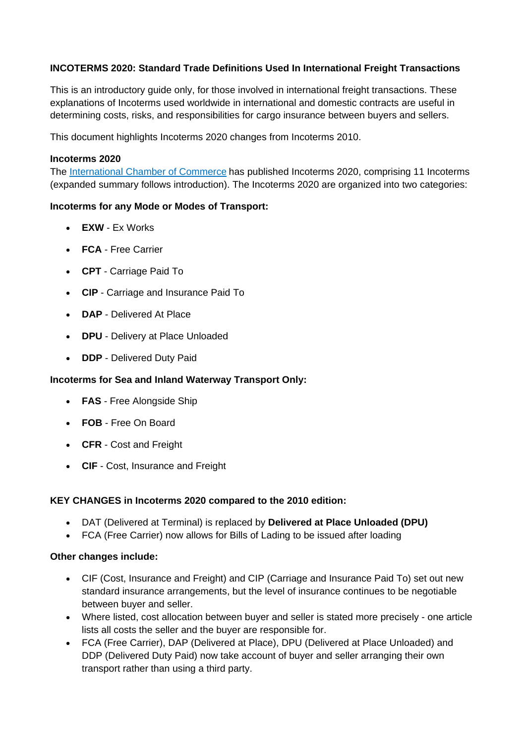**INCOTERMS 2020: Standard Trade Definitions Used In International Freight Transactions**

This is an introductory guide only, for those involved in international freight transactions. These explanations of Incoterms used worldwide in international and domestic contracts are useful in determining costs, risks, and responsibilities for cargo insurance between buyers and sellers.

This document highlights Incoterms 2020 changes from Incoterms 2010.

**Incoterms 2020**

The International Chamber of Commerce has published Incoterms 2020, comprising 11 Incoterms (expanded summary follows introduction). The Incoterms 2020 are organized into two categories:

**Incoterms for any Mode or Modes of Transport:**

- **EXW** - Ex Works
- **FCA** - Free Carrier
- **CPT** - Carriage Paid To
- **CIP** - Carriage and Insurance Paid To
- **DAP** - Delivered At Place
- **DPU** - Delivery at Place Unloaded
- **DDP** - Delivered Duty Paid

**Incoterms for Sea and Inland Waterway Transport Only:**

- **FAS** - Free Alongside Ship
- **FOB** - Free On Board
- **CFR** - Cost and Freight
- **CIF** - Cost, Insurance and Freight

**KEY CHANGES in Incoterms 2020 compared to the 2010 edition:**

- DAT (Delivered at Terminal) is replaced by **Delivered at Place Unloaded (DPU)**
- FCA (Free Carrier) now allows for Bills of Lading to be issued after loading

**Other changes include:**

- CIF (Cost, Insurance and Freight) and CIP (Carriage and Insurance Paid To) set out new standard insurance arrangements, but the level of insurance continues to be negotiable between buyer and seller.
- Where listed, cost allocation between buyer and seller is stated more precisely - one article lists all costs the seller and the buyer are responsible for.
- FCA (Free Carrier), DAP (Delivered at Place), DPU (Delivered at Place Unloaded) and DDP (Delivered Duty Paid) now take account of buyer and seller arranging their own transport rather than using a third party.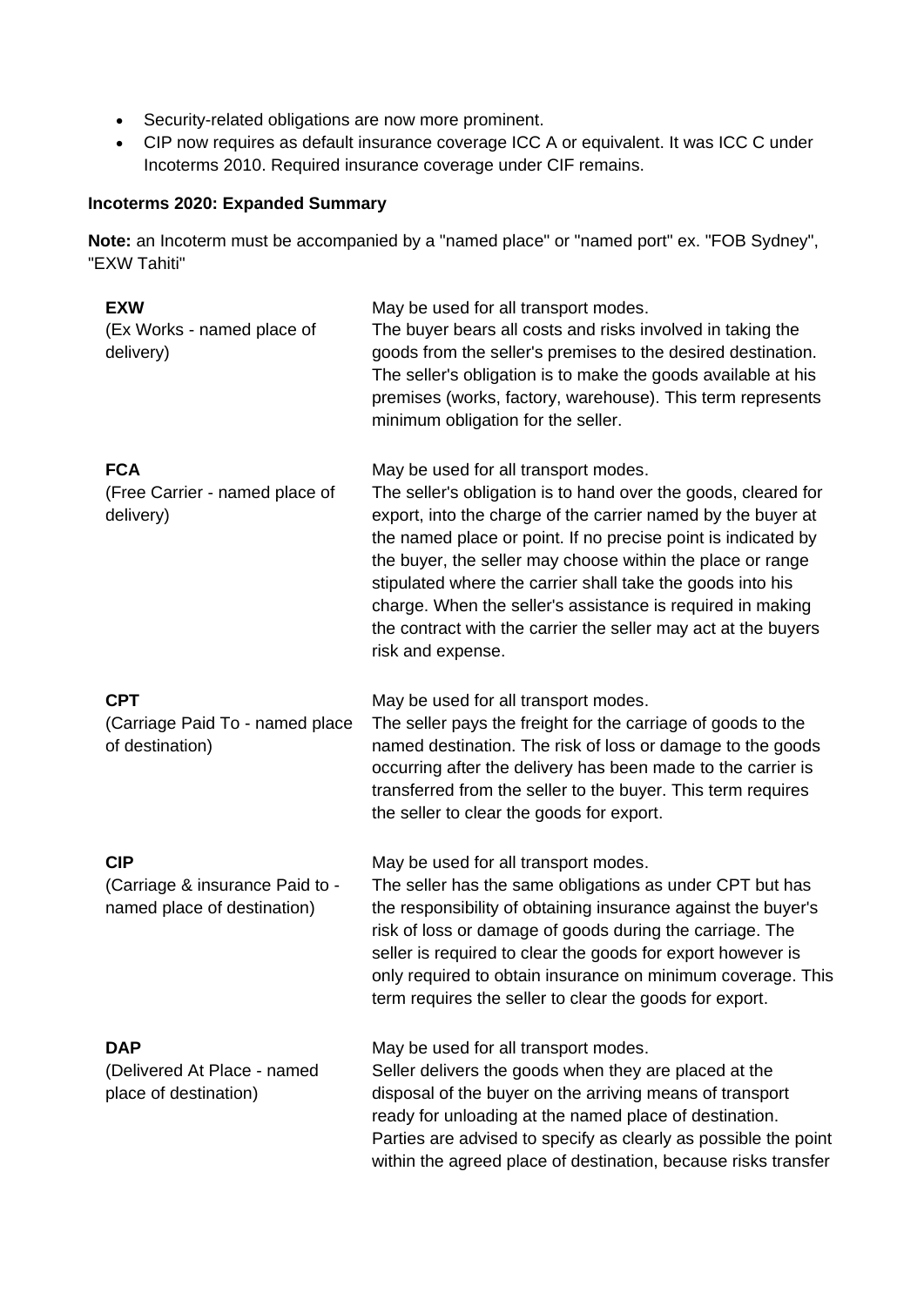- Security-related obligations are now more prominent.
- CIP now requires as default insurance coverage ICC A or equivalent. It was ICC C under Incoterms 2010. Required insurance coverage under CIF remains.

**Incoterms 2020: Expanded Summary**

**Note:** an Incoterm must be accompanied by a "named place" or "named port" ex. "FOB Sydney", "EXW Tahiti"

| | |
|---|---|
| **EXW**<br>(Ex Works - named place of delivery) | May be used for all transport modes.<br>The buyer bears all costs and risks involved in taking the goods from the seller's premises to the desired destination. The seller's obligation is to make the goods available at his premises (works, factory, warehouse). This term represents minimum obligation for the seller. |
| **FCA**<br>(Free Carrier - named place of delivery) | May be used for all transport modes.<br>The seller's obligation is to hand over the goods, cleared for export, into the charge of the carrier named by the buyer at the named place or point. If no precise point is indicated by the buyer, the seller may choose within the place or range stipulated where the carrier shall take the goods into his charge. When the seller's assistance is required in making the contract with the carrier the seller may act at the buyers risk and expense. |
| **CPT**<br>(Carriage Paid To - named place of destination) | May be used for all transport modes.<br>The seller pays the freight for the carriage of goods to the named destination. The risk of loss or damage to the goods occurring after the delivery has been made to the carrier is transferred from the seller to the buyer. This term requires the seller to clear the goods for export. |
| **CIP**<br>(Carriage & insurance Paid to - named place of destination) | May be used for all transport modes.<br>The seller has the same obligations as under CPT but has the responsibility of obtaining insurance against the buyer's risk of loss or damage of goods during the carriage. The seller is required to clear the goods for export however is only required to obtain insurance on minimum coverage. This term requires the seller to clear the goods for export. |
| **DAP**<br>(Delivered At Place - named place of destination) | May be used for all transport modes.<br>Seller delivers the goods when they are placed at the disposal of the buyer on the arriving means of transport ready for unloading at the named place of destination. Parties are advised to specify as clearly as possible the point within the agreed place of destination, because risks transfer |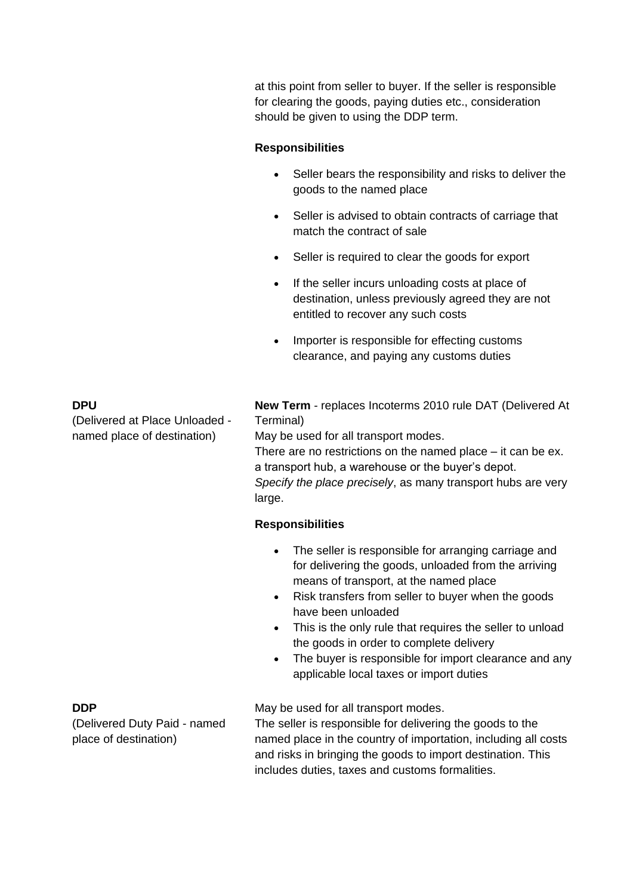at this point from seller to buyer. If the seller is responsible for clearing the goods, paying duties etc., consideration should be given to using the DDP term.

**Responsibilities**

- Seller bears the responsibility and risks to deliver the goods to the named place
- Seller is advised to obtain contracts of carriage that match the contract of sale
- Seller is required to clear the goods for export
- If the seller incurs unloading costs at place of destination, unless previously agreed they are not entitled to recover any such costs
- Importer is responsible for effecting customs clearance, and paying any customs duties

**DPU**
(Delivered at Place Unloaded - named place of destination)

**New Term** - replaces Incoterms 2010 rule DAT (Delivered At Terminal)
May be used for all transport modes.
There are no restrictions on the named place – it can be ex. a transport hub, a warehouse or the buyer's depot.
*Specify the place precisely*, as many transport hubs are very large.

**Responsibilities**

- The seller is responsible for arranging carriage and for delivering the goods, unloaded from the arriving means of transport, at the named place
- Risk transfers from seller to buyer when the goods have been unloaded
- This is the only rule that requires the seller to unload the goods in order to complete delivery
- The buyer is responsible for import clearance and any applicable local taxes or import duties

**DDP**
(Delivered Duty Paid - named place of destination)

May be used for all transport modes.
The seller is responsible for delivering the goods to the named place in the country of importation, including all costs and risks in bringing the goods to import destination. This includes duties, taxes and customs formalities.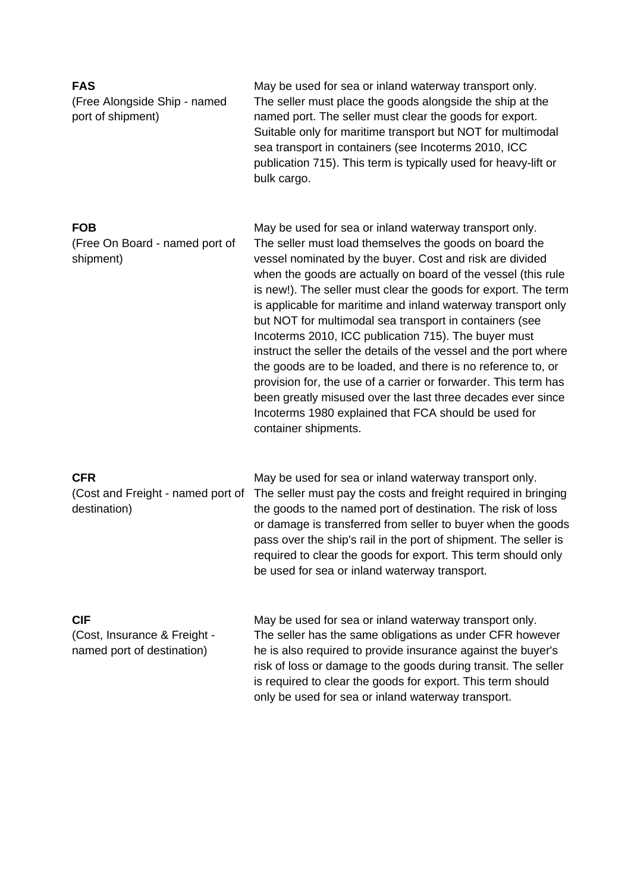| | |
|---|---|
| **FAS**<br>(Free Alongside Ship - named port of shipment) | May be used for sea or inland waterway transport only. The seller must place the goods alongside the ship at the named port. The seller must clear the goods for export. Suitable only for maritime transport but NOT for multimodal sea transport in containers (see Incoterms 2010, ICC publication 715). This term is typically used for heavy-lift or bulk cargo. |
| **FOB**<br>(Free On Board - named port of shipment) | May be used for sea or inland waterway transport only. The seller must load themselves the goods on board the vessel nominated by the buyer. Cost and risk are divided when the goods are actually on board of the vessel (this rule is new!). The seller must clear the goods for export. The term is applicable for maritime and inland waterway transport only but NOT for multimodal sea transport in containers (see Incoterms 2010, ICC publication 715). The buyer must instruct the seller the details of the vessel and the port where the goods are to be loaded, and there is no reference to, or provision for, the use of a carrier or forwarder. This term has been greatly misused over the last three decades ever since Incoterms 1980 explained that FCA should be used for container shipments. |
| **CFR**<br>(Cost and Freight - named port of destination) | May be used for sea or inland waterway transport only. The seller must pay the costs and freight required in bringing the goods to the named port of destination. The risk of loss or damage is transferred from seller to buyer when the goods pass over the ship's rail in the port of shipment. The seller is required to clear the goods for export. This term should only be used for sea or inland waterway transport. |
| **CIF**<br>(Cost, Insurance & Freight - named port of destination) | May be used for sea or inland waterway transport only. The seller has the same obligations as under CFR however he is also required to provide insurance against the buyer's risk of loss or damage to the goods during transit. The seller is required to clear the goods for export. This term should only be used for sea or inland waterway transport. |